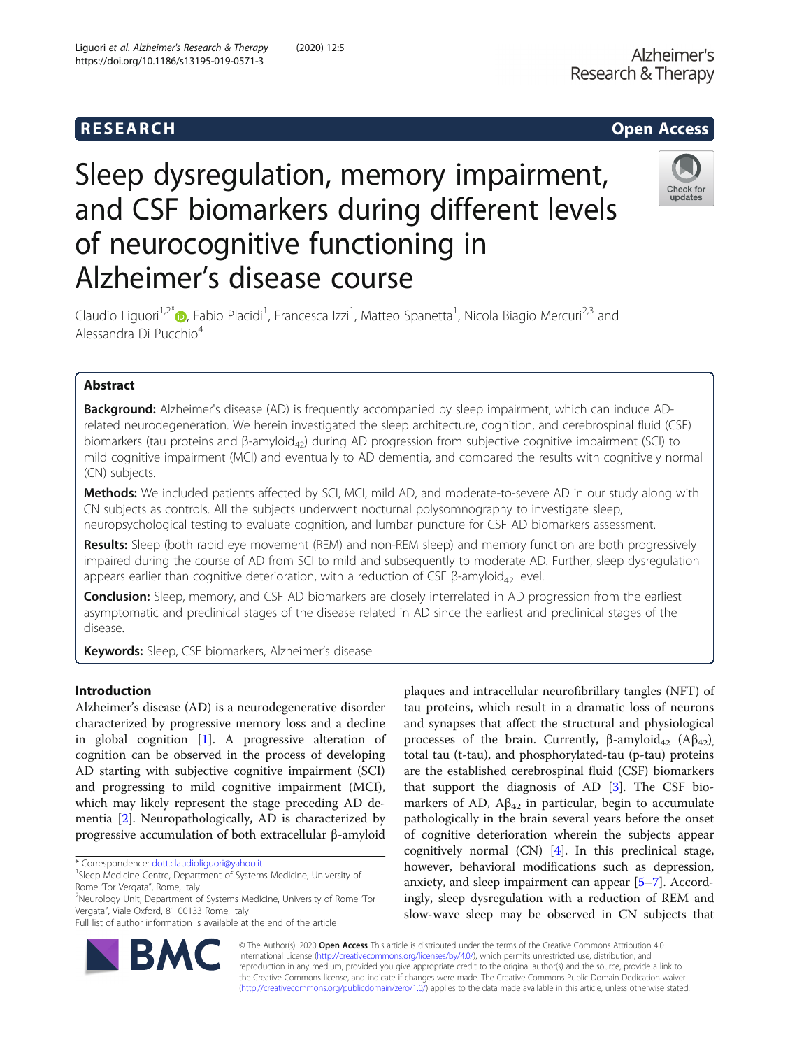RESEARCH | Open Access

# Sleep dysregulation, memory impairment, and CSF biomarkers during different levels of neurocognitive functioning in Alzheimer's disease course

Claudio Liguori[1,2*], Fabio Placidi[1], Francesca Izzi[1], Matteo Spanetta[1], Nicola Biagio Mercuri[2,3] and Alessandra Di Pucchio[4]

## Abstract

**Background:** Alzheimer's disease (AD) is frequently accompanied by sleep impairment, which can induce AD-related neurodegeneration. We herein investigated the sleep architecture, cognition, and cerebrospinal fluid (CSF) biomarkers (tau proteins and β-amyloid$_{42}$) during AD progression from subjective cognitive impairment (SCI) to mild cognitive impairment (MCI) and eventually to AD dementia, and compared the results with cognitively normal (CN) subjects.

**Methods:** We included patients affected by SCI, MCI, mild AD, and moderate-to-severe AD in our study along with CN subjects as controls. All the subjects underwent nocturnal polysomnography to investigate sleep, neuropsychological testing to evaluate cognition, and lumbar puncture for CSF AD biomarkers assessment.

**Results:** Sleep (both rapid eye movement (REM) and non-REM sleep) and memory function are both progressively impaired during the course of AD from SCI to mild and subsequently to moderate AD. Further, sleep dysregulation appears earlier than cognitive deterioration, with a reduction of CSF β-amyloid$_{42}$ level.

**Conclusion:** Sleep, memory, and CSF AD biomarkers are closely interrelated in AD progression from the earliest asymptomatic and preclinical stages of the disease related in AD since the earliest and preclinical stages of the disease.

**Keywords:** Sleep, CSF biomarkers, Alzheimer's disease

## Introduction

Alzheimer's disease (AD) is a neurodegenerative disorder characterized by progressive memory loss and a decline in global cognition [1]. A progressive alteration of cognition can be observed in the process of developing AD starting with subjective cognitive impairment (SCI) and progressing to mild cognitive impairment (MCI), which may likely represent the stage preceding AD dementia [2]. Neuropathologically, AD is characterized by progressive accumulation of both extracellular β-amyloid plaques and intracellular neurofibrillary tangles (NFT) of tau proteins, which result in a dramatic loss of neurons and synapses that affect the structural and physiological processes of the brain. Currently, β-amyloid$_{42}$ (Aβ$_{42}$), total tau (t-tau), and phosphorylated-tau (p-tau) proteins are the established cerebrospinal fluid (CSF) biomarkers that support the diagnosis of AD [3]. The CSF biomarkers of AD, Aβ$_{42}$ in particular, begin to accumulate pathologically in the brain several years before the onset of cognitive deterioration wherein the subjects appear cognitively normal (CN) [4]. In this preclinical stage, however, behavioral modifications such as depression, anxiety, and sleep impairment can appear [5–7]. Accordingly, sleep dysregulation with a reduction of REM and slow-wave sleep may be observed in CN subjects that

* Correspondence: dott.claudioliguori@yahoo.it
[1]Sleep Medicine Centre, Department of Systems Medicine, University of Rome 'Tor Vergata", Rome, Italy
[2]Neurology Unit, Department of Systems Medicine, University of Rome 'Tor Vergata", Viale Oxford, 81 00133 Rome, Italy
Full list of author information is available at the end of the article

© The Author(s). 2020 **Open Access** This article is distributed under the terms of the Creative Commons Attribution 4.0 International License (http://creativecommons.org/licenses/by/4.0/), which permits unrestricted use, distribution, and reproduction in any medium, provided you give appropriate credit to the original author(s) and the source, provide a link to the Creative Commons license, and indicate if changes were made. The Creative Commons Public Domain Dedication waiver (http://creativecommons.org/publicdomain/zero/1.0/) applies to the data made available in this article, unless otherwise stated.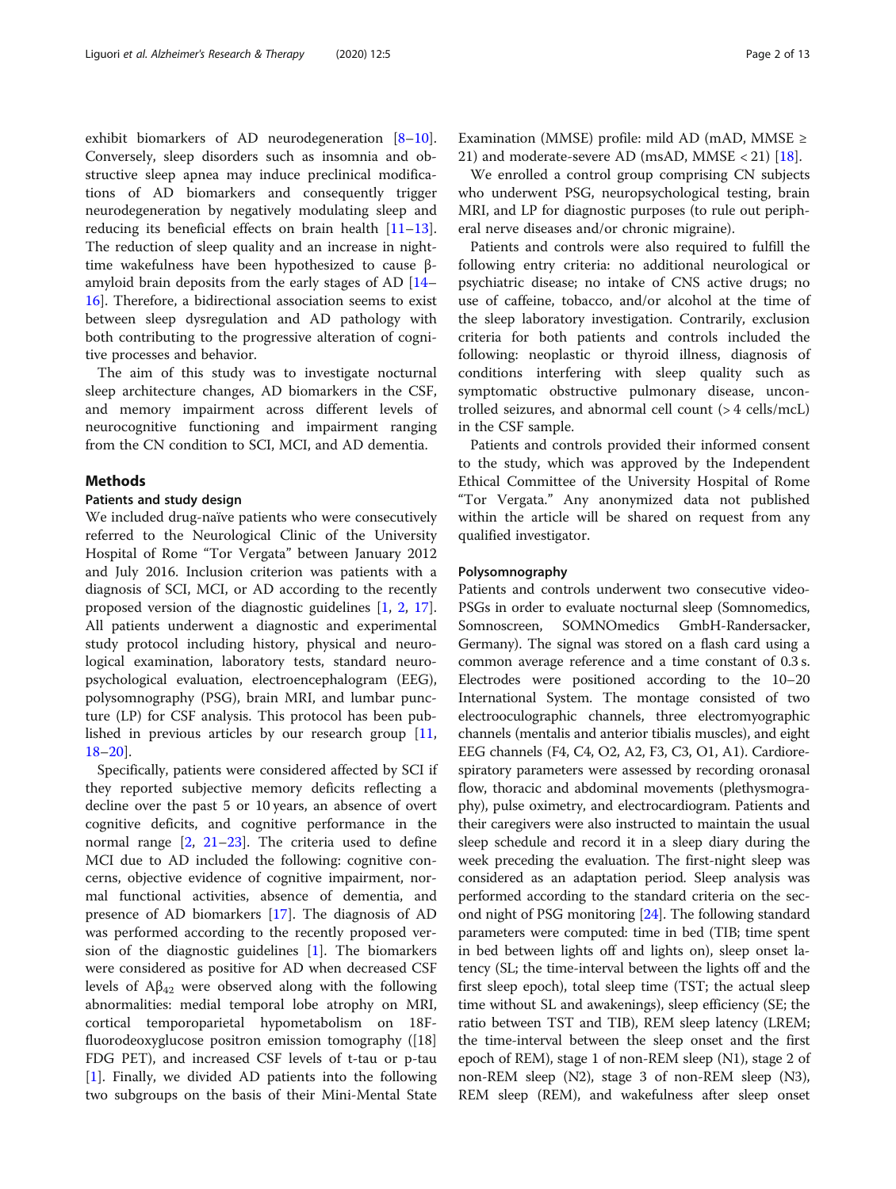exhibit biomarkers of AD neurodegeneration [8–10]. Conversely, sleep disorders such as insomnia and obstructive sleep apnea may induce preclinical modifications of AD biomarkers and consequently trigger neurodegeneration by negatively modulating sleep and reducing its beneficial effects on brain health [11–13]. The reduction of sleep quality and an increase in night-time wakefulness have been hypothesized to cause β-amyloid brain deposits from the early stages of AD [14–16]. Therefore, a bidirectional association seems to exist between sleep dysregulation and AD pathology with both contributing to the progressive alteration of cognitive processes and behavior.

The aim of this study was to investigate nocturnal sleep architecture changes, AD biomarkers in the CSF, and memory impairment across different levels of neurocognitive functioning and impairment ranging from the CN condition to SCI, MCI, and AD dementia.

## Methods

### Patients and study design

We included drug-naïve patients who were consecutively referred to the Neurological Clinic of the University Hospital of Rome "Tor Vergata" between January 2012 and July 2016. Inclusion criterion was patients with a diagnosis of SCI, MCI, or AD according to the recently proposed version of the diagnostic guidelines [1, 2, 17]. All patients underwent a diagnostic and experimental study protocol including history, physical and neurological examination, laboratory tests, standard neuropsychological evaluation, electroencephalogram (EEG), polysomnography (PSG), brain MRI, and lumbar puncture (LP) for CSF analysis. This protocol has been published in previous articles by our research group [11, 18–20].

Specifically, patients were considered affected by SCI if they reported subjective memory deficits reflecting a decline over the past 5 or 10 years, an absence of overt cognitive deficits, and cognitive performance in the normal range [2, 21–23]. The criteria used to define MCI due to AD included the following: cognitive concerns, objective evidence of cognitive impairment, normal functional activities, absence of dementia, and presence of AD biomarkers [17]. The diagnosis of AD was performed according to the recently proposed version of the diagnostic guidelines [1]. The biomarkers were considered as positive for AD when decreased CSF levels of $A\beta_{42}$ were observed along with the following abnormalities: medial temporal lobe atrophy on MRI, cortical temporoparietal hypometabolism on 18F-fluorodeoxyglucose positron emission tomography ([18] FDG PET), and increased CSF levels of t-tau or p-tau [1]. Finally, we divided AD patients into the following two subgroups on the basis of their Mini-Mental State Examination (MMSE) profile: mild AD (mAD, MMSE ≥ 21) and moderate-severe AD (msAD, MMSE < 21) [18].

We enrolled a control group comprising CN subjects who underwent PSG, neuropsychological testing, brain MRI, and LP for diagnostic purposes (to rule out peripheral nerve diseases and/or chronic migraine).

Patients and controls were also required to fulfill the following entry criteria: no additional neurological or psychiatric disease; no intake of CNS active drugs; no use of caffeine, tobacco, and/or alcohol at the time of the sleep laboratory investigation. Contrarily, exclusion criteria for both patients and controls included the following: neoplastic or thyroid illness, diagnosis of conditions interfering with sleep quality such as symptomatic obstructive pulmonary disease, uncontrolled seizures, and abnormal cell count (> 4 cells/mcL) in the CSF sample.

Patients and controls provided their informed consent to the study, which was approved by the Independent Ethical Committee of the University Hospital of Rome "Tor Vergata." Any anonymized data not published within the article will be shared on request from any qualified investigator.

### Polysomnography

Patients and controls underwent two consecutive video-PSGs in order to evaluate nocturnal sleep (Somnomedics, Somnoscreen, SOMNOmedics GmbH-Randersacker, Germany). The signal was stored on a flash card using a common average reference and a time constant of 0.3 s. Electrodes were positioned according to the 10–20 International System. The montage consisted of two electrooculographic channels, three electromyographic channels (mentalis and anterior tibialis muscles), and eight EEG channels (F4, C4, O2, A2, F3, C3, O1, A1). Cardiorespiratory parameters were assessed by recording oronasal flow, thoracic and abdominal movements (plethysmography), pulse oximetry, and electrocardiogram. Patients and their caregivers were also instructed to maintain the usual sleep schedule and record it in a sleep diary during the week preceding the evaluation. The first-night sleep was considered as an adaptation period. Sleep analysis was performed according to the standard criteria on the second night of PSG monitoring [24]. The following standard parameters were computed: time in bed (TIB; time spent in bed between lights off and lights on), sleep onset latency (SL; the time-interval between the lights off and the first sleep epoch), total sleep time (TST; the actual sleep time without SL and awakenings), sleep efficiency (SE; the ratio between TST and TIB), REM sleep latency (LREM; the time-interval between the sleep onset and the first epoch of REM), stage 1 of non-REM sleep (N1), stage 2 of non-REM sleep (N2), stage 3 of non-REM sleep (N3), REM sleep (REM), and wakefulness after sleep onset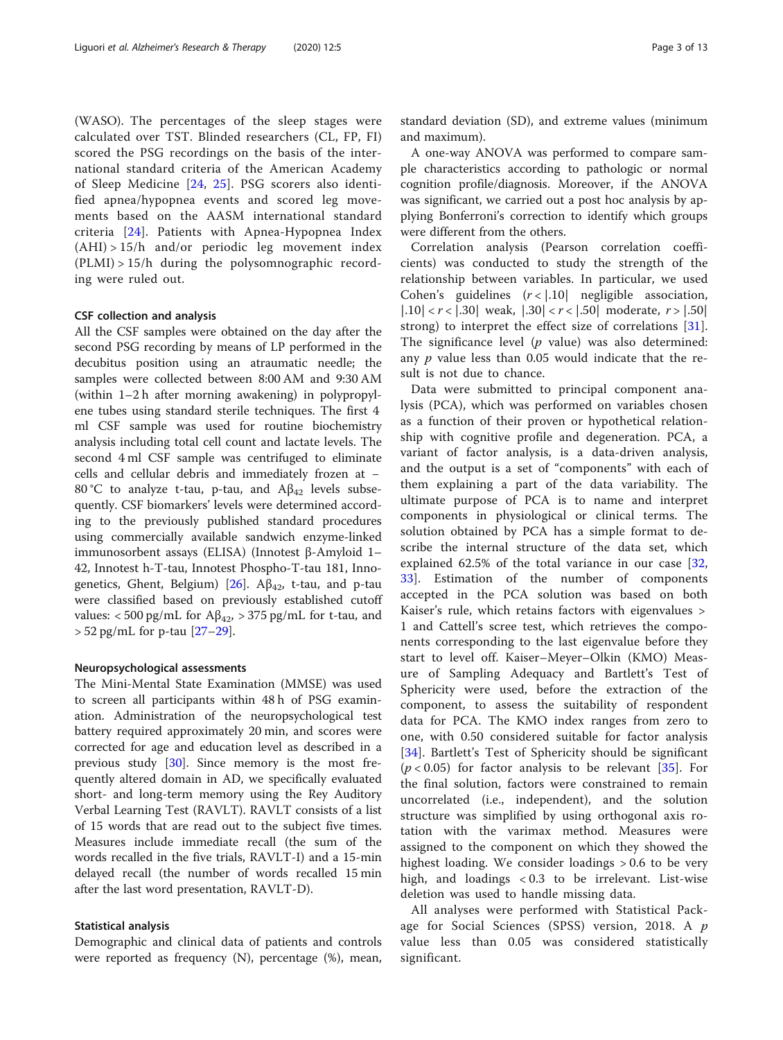(WASO). The percentages of the sleep stages were calculated over TST. Blinded researchers (CL, FP, FI) scored the PSG recordings on the basis of the international standard criteria of the American Academy of Sleep Medicine [24, 25]. PSG scorers also identified apnea/hypopnea events and scored leg movements based on the AASM international standard criteria [24]. Patients with Apnea-Hypopnea Index (AHI) > 15/h and/or periodic leg movement index (PLMI) > 15/h during the polysomnographic recording were ruled out.

### CSF collection and analysis

All the CSF samples were obtained on the day after the second PSG recording by means of LP performed in the decubitus position using an atraumatic needle; the samples were collected between 8:00 AM and 9:30 AM (within 1–2 h after morning awakening) in polypropylene tubes using standard sterile techniques. The first 4 ml CSF sample was used for routine biochemistry analysis including total cell count and lactate levels. The second 4 ml CSF sample was centrifuged to eliminate cells and cellular debris and immediately frozen at − 80 °C to analyze t-tau, p-tau, and $A\beta_{42}$ levels subsequently. CSF biomarkers' levels were determined according to the previously published standard procedures using commercially available sandwich enzyme-linked immunosorbent assays (ELISA) (Innotest β-Amyloid 1–42, Innotest h-T-tau, Innotest Phospho-T-tau 181, Innogenetics, Ghent, Belgium) [26]. $A\beta_{42}$, t-tau, and p-tau were classified based on previously established cutoff values: < 500 pg/mL for $A\beta_{42}$, > 375 pg/mL for t-tau, and > 52 pg/mL for p-tau [27–29].

### Neuropsychological assessments

The Mini-Mental State Examination (MMSE) was used to screen all participants within 48 h of PSG examination. Administration of the neuropsychological test battery required approximately 20 min, and scores were corrected for age and education level as described in a previous study [30]. Since memory is the most frequently altered domain in AD, we specifically evaluated short- and long-term memory using the Rey Auditory Verbal Learning Test (RAVLT). RAVLT consists of a list of 15 words that are read out to the subject five times. Measures include immediate recall (the sum of the words recalled in the five trials, RAVLT-I) and a 15-min delayed recall (the number of words recalled 15 min after the last word presentation, RAVLT-D).

### Statistical analysis

Demographic and clinical data of patients and controls were reported as frequency (N), percentage (%), mean, standard deviation (SD), and extreme values (minimum and maximum).

A one-way ANOVA was performed to compare sample characteristics according to pathologic or normal cognition profile/diagnosis. Moreover, if the ANOVA was significant, we carried out a post hoc analysis by applying Bonferroni's correction to identify which groups were different from the others.

Correlation analysis (Pearson correlation coefficients) was conducted to study the strength of the relationship between variables. In particular, we used Cohen's guidelines ($r < |.10|$ negligible association, $|.10| < r < |.30|$ weak, $|.30| < r < |.50|$ moderate, $r > |.50|$ strong) to interpret the effect size of correlations [31]. The significance level ($p$ value) was also determined: any $p$ value less than 0.05 would indicate that the result is not due to chance.

Data were submitted to principal component analysis (PCA), which was performed on variables chosen as a function of their proven or hypothetical relationship with cognitive profile and degeneration. PCA, a variant of factor analysis, is a data-driven analysis, and the output is a set of "components" with each of them explaining a part of the data variability. The ultimate purpose of PCA is to name and interpret components in physiological or clinical terms. The solution obtained by PCA has a simple format to describe the internal structure of the data set, which explained 62.5% of the total variance in our case [32, 33]. Estimation of the number of components accepted in the PCA solution was based on both Kaiser's rule, which retains factors with eigenvalues > 1 and Cattell's scree test, which retrieves the components corresponding to the last eigenvalue before they start to level off. Kaiser–Meyer–Olkin (KMO) Measure of Sampling Adequacy and Bartlett's Test of Sphericity were used, before the extraction of the component, to assess the suitability of respondent data for PCA. The KMO index ranges from zero to one, with 0.50 considered suitable for factor analysis [34]. Bartlett's Test of Sphericity should be significant ($p < 0.05$) for factor analysis to be relevant [35]. For the final solution, factors were constrained to remain uncorrelated (i.e., independent), and the solution structure was simplified by using orthogonal axis rotation with the varimax method. Measures were assigned to the component on which they showed the highest loading. We consider loadings > 0.6 to be very high, and loadings < 0.3 to be irrelevant. List-wise deletion was used to handle missing data.

All analyses were performed with Statistical Package for Social Sciences (SPSS) version, 2018. A $p$ value less than 0.05 was considered statistically significant.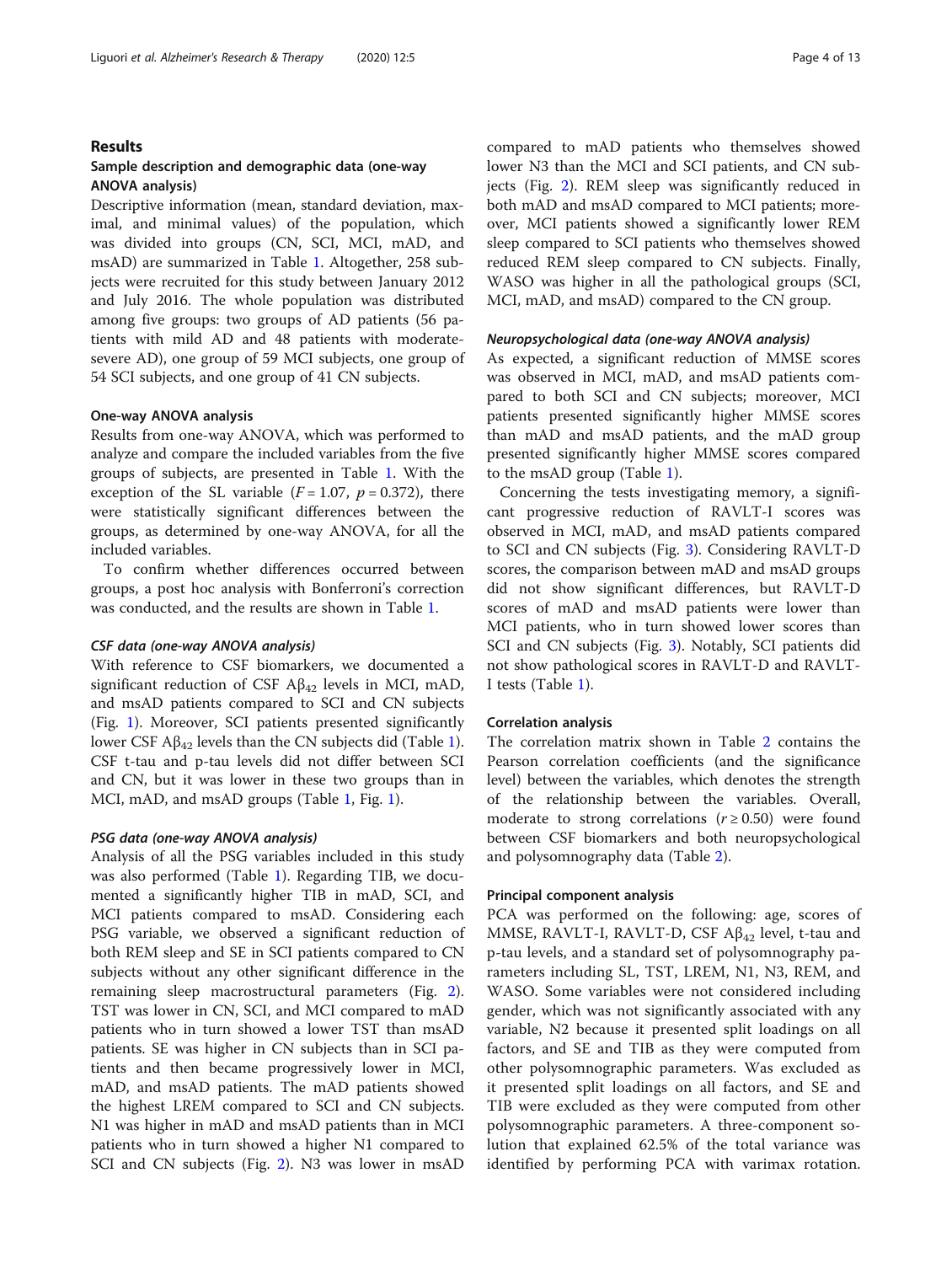## Results

### Sample description and demographic data (one-way ANOVA analysis)

Descriptive information (mean, standard deviation, maximal, and minimal values) of the population, which was divided into groups (CN, SCI, MCI, mAD, and msAD) are summarized in Table 1. Altogether, 258 subjects were recruited for this study between January 2012 and July 2016. The whole population was distributed among five groups: two groups of AD patients (56 patients with mild AD and 48 patients with moderate-severe AD), one group of 59 MCI subjects, one group of 54 SCI subjects, and one group of 41 CN subjects.

### One-way ANOVA analysis

Results from one-way ANOVA, which was performed to analyze and compare the included variables from the five groups of subjects, are presented in Table 1. With the exception of the SL variable ($F = 1.07$, $p = 0.372$), there were statistically significant differences between the groups, as determined by one-way ANOVA, for all the included variables.

To confirm whether differences occurred between groups, a post hoc analysis with Bonferroni's correction was conducted, and the results are shown in Table 1.

#### *CSF data (one-way ANOVA analysis)*

With reference to CSF biomarkers, we documented a significant reduction of CSF $A\beta_{42}$ levels in MCI, mAD, and msAD patients compared to SCI and CN subjects (Fig. 1). Moreover, SCI patients presented significantly lower CSF $A\beta_{42}$ levels than the CN subjects did (Table 1). CSF t-tau and p-tau levels did not differ between SCI and CN, but it was lower in these two groups than in MCI, mAD, and msAD groups (Table 1, Fig. 1).

#### *PSG data (one-way ANOVA analysis)*

Analysis of all the PSG variables included in this study was also performed (Table 1). Regarding TIB, we documented a significantly higher TIB in mAD, SCI, and MCI patients compared to msAD. Considering each PSG variable, we observed a significant reduction of both REM sleep and SE in SCI patients compared to CN subjects without any other significant difference in the remaining sleep macrostructural parameters (Fig. 2). TST was lower in CN, SCI, and MCI compared to mAD patients who in turn showed a lower TST than msAD patients. SE was higher in CN subjects than in SCI patients and then became progressively lower in MCI, mAD, and msAD patients. The mAD patients showed the highest LREM compared to SCI and CN subjects. N1 was higher in mAD and msAD patients than in MCI patients who in turn showed a higher N1 compared to SCI and CN subjects (Fig. 2). N3 was lower in msAD compared to mAD patients who themselves showed lower N3 than the MCI and SCI patients, and CN subjects (Fig. 2). REM sleep was significantly reduced in both mAD and msAD compared to MCI patients; moreover, MCI patients showed a significantly lower REM sleep compared to SCI patients who themselves showed reduced REM sleep compared to CN subjects. Finally, WASO was higher in all the pathological groups (SCI, MCI, mAD, and msAD) compared to the CN group.

#### *Neuropsychological data (one-way ANOVA analysis)*

As expected, a significant reduction of MMSE scores was observed in MCI, mAD, and msAD patients compared to both SCI and CN subjects; moreover, MCI patients presented significantly higher MMSE scores than mAD and msAD patients, and the mAD group presented significantly higher MMSE scores compared to the msAD group (Table 1).

Concerning the tests investigating memory, a significant progressive reduction of RAVLT-I scores was observed in MCI, mAD, and msAD patients compared to SCI and CN subjects (Fig. 3). Considering RAVLT-D scores, the comparison between mAD and msAD groups did not show significant differences, but RAVLT-D scores of mAD and msAD patients were lower than MCI patients, who in turn showed lower scores than SCI and CN subjects (Fig. 3). Notably, SCI patients did not show pathological scores in RAVLT-D and RAVLT-I tests (Table 1).

### Correlation analysis

The correlation matrix shown in Table 2 contains the Pearson correlation coefficients (and the significance level) between the variables, which denotes the strength of the relationship between the variables. Overall, moderate to strong correlations ($r \geq 0.50$) were found between CSF biomarkers and both neuropsychological and polysomnography data (Table 2).

### Principal component analysis

PCA was performed on the following: age, scores of MMSE, RAVLT-I, RAVLT-D, CSF $A\beta_{42}$ level, t-tau and p-tau levels, and a standard set of polysomnography parameters including SL, TST, LREM, N1, N3, REM, and WASO. Some variables were not considered including gender, which was not significantly associated with any variable, N2 because it presented split loadings on all factors, and SE and TIB as they were computed from other polysomnographic parameters. Was excluded as it presented split loadings on all factors, and SE and TIB were excluded as they were computed from other polysomnographic parameters. A three-component solution that explained 62.5% of the total variance was identified by performing PCA with varimax rotation.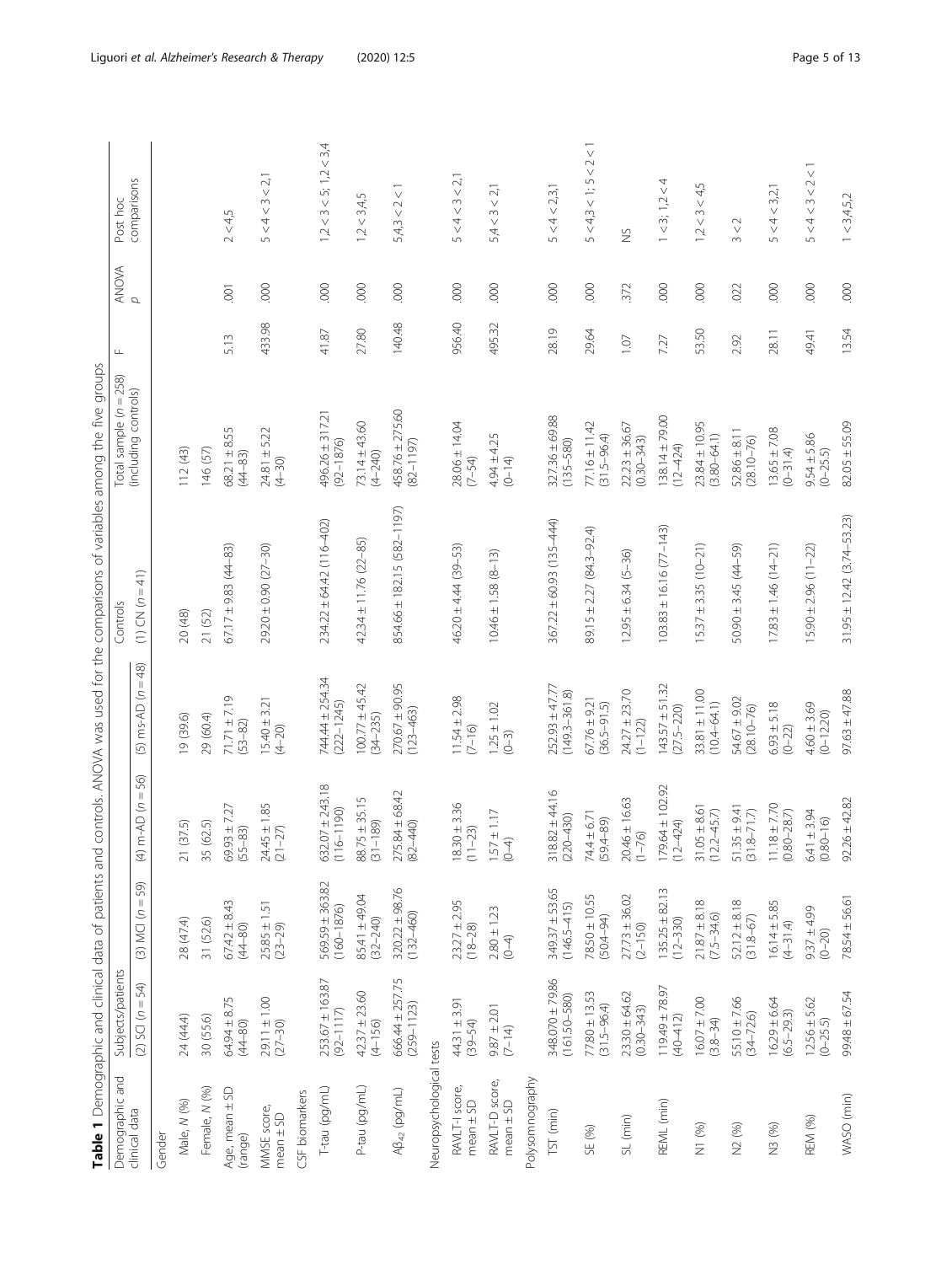**Table 1** Demographic and clinical data of patients and controls. ANOVA was used for the comparisons of variables among the five groups

| Demographic and clinical data | Subjects/patients | | | | Controls | Total sample ($n$ = 258) (including controls) | F | ANOVA $p$ | Post hoc comparisons |
|---|---|---|---|---|---|---|---|---|---|
| | (2) SCI ($n$ = 54) | (3) MCI ($n$ = 59) | (4) m-AD ($n$ = 56) | (5) ms-AD ($n$ = 48) | (1) CN ($n$ = 41) | | | | |
| Gender | | | | | | | | | |
| Male, $N$ (%) | 24 (44.4) | 28 (47.4) | 21 (37.5) | 19 (39.6) | 20 (48) | 112 (43) | | | |
| Female, $N$ (%) | 30 (55.6) | 31 (52.6) | 35 (62.5) | 29 (60.4) | 21 (52) | 146 (57) | 5.13 | .001 | 2 < 4,5 |
| Age, mean ± SD (range) | 64.94 ± 8.75 (44–80) | 67.42 ± 8.43 (44–80) | 69.93 ± 7.27 (55–83) | 71.71 ± 7.19 (53–82) | 67.17 ± 9.83 (44–83) | 68.21 ± 8.55 (44–83) | 433.98 | .000 | 5 < 4 < 3 < 2,1 |
| MMSE score, mean ± SD | 29.11 ± 1.00 (27–30) | 25.85 ± 1.51 (23–29) | 24.45 ± 1.85 (21–27) | 15.40 ± 3.21 (4–20) | 29.20 ± 0.90 (27–30) | 24.81 ± 5.22 (4–30) | | | |
| CSF biomarkers | | | | | | | | | |
| T-tau (pg/mL) | 253.67 ± 163.87 (92–1117) | 569.59 ± 363.82 (160–1876) | 632.07 ± 243.18 (116–1190) | 744.44 ± 254.34 (222–1245) | 234.22 ± 64.42 (116–402) | 496.26 ± 317.21 (92–1876) | 41.87 | .000 | 1,2 < 3 < 5; 1,2 < 3,4 |
| P-tau (pg/mL) | 42.37 ± 23.60 (4–156) | 85.41 ± 49.04 (32–240) | 88.75 ± 35.15 (31–189) | 100.77 ± 45.42 (34–235) | 42.34 ± 11.76 (22–85) | 73.14 ± 43.60 (4–240) | 27.80 | .000 | 1,2 < 3,4,5 |
| Aβ$_{42}$ (pg/mL) | 666.44 ± 257.75 (259–1123) | 320.22 ± 98.76 (132–460) | 275.84 ± 68.42 (82–440) | 270.67 ± 90.95 (123–463) | 854.66 ± 182.15 (582–1197) | 458.76 ± 275.60 (82–1197) | 140.48 | .000 | 5,4,3 < 2 < 1 |
| Neuropsychological tests | | | | | | | | | |
| RAVLT-I score, mean ± SD | 44.31 ± 3.91 (39–54) | 23.27 ± 2.95 (18–28) | 18.30 ± 3.36 (11–23) | 11.54 ± 2.98 (7–16) | 46.20 ± 4.44 (39–53) | 28.06 ± 14.04 (7–54) | 956.40 | .000 | 5 < 4 < 3 < 2,1 |
| RAVLT-D score, mean ± SD | 9.87 ± 2.01 (7–14) | 2.80 ± 1.23 (0–4) | 1.57 ± 1.17 (0–4) | 1.25 ± 1.02 (0–3) | 10.46 ± 1.58 (8–13) | 4.94 ± 4.25 (0–14) | 495.32 | .000 | 5,4 < 3 < 2,1 |
| Polysomnography | | | | | | | | | |
| TST (min) | 348.070 ± 79.86 (161.50–580) | 349.37 ± 53.65 (146.5–415) | 318.82 ± 44.16 (220–430) | 252.93 ± 47.77 (149.3–361.8) | 367.22 ± 60.93 (135–444) | 327.36 ± 69.88 (135–580) | 28.19 | .000 | 5 < 4 < 2,3,1 |
| SE (%) | 77.80 ± 13.53 (31.5–96.4) | 78.50 ± 10.55 (50.4–94) | 74.4 ± 6.71 (59.4–89) | 67.76 ± 9.21 (36.5–91.5) | 89.15 ± 2.27 (84.3–92.4) | 77.16 ± 11.42 (31.5–96.4) | 29.64 | .000 | 5 < 4,3 < 1; 5 < 2 < 1 |
| SL (min) | 23.30 ± 64.62 (0.30–343) | 27.73 ± 36.02 (2–150) | 20.46 ± 16.63 (1–76) | 24.27 ± 23.70 (1–122) | 12.95 ± 6.34 (5–36) | 22.23 ± 36.67 (0.30–343) | 1.07 | .372 | NS |
| REML (min) | 119.49 ± 78.97 (40–412) | 135.25 ± 82.13 (12–330) | 179.64 ± 102.92 (12–424) | 143.57 ± 51.32 (27.5–220) | 103.83 ± 16.16 (77–143) | 138.14 ± 79.00 (12–424) | 7.27 | .000 | 1 < 3; 1,2 < 4 |
| N1 (%) | 16.07 ± 7.00 (3.8–34) | 21.87 ± 8.18 (7.5–34.6) | 31.05 ± 8.61 (12.2–45.7) | 33.81 ± 11.00 (10.4–64.1) | 15.37 ± 3.35 (10–21) | 23.84 ± 10.95 (3.80–64.1) | 53.50 | .000 | 1,2 < 3 < 4,5 |
| N2 (%) | 55.10 ± 7.66 (34–72.6) | 52.12 ± 8.18 (31.8–67) | 51.35 ± 9.41 (31.8–71.7) | 54.67 ± 9.02 (28.10–76) | 50.90 ± 3.45 (44–59) | 52.86 ± 8.11 (28.10–76) | 2.92 | .022 | 3 < 2 |
| N3 (%) | 16.29 ± 6.64 (6.5–29.3) | 16.14 ± 5.85 (4–31.4) | 11.18 ± 7.70 (0.80–28.7) | 6.93 ± 5.18 (0–22) | 17.83 ± 1.46 (14–21) | 13.65 ± 7.08 (0–31.4) | 28.11 | .000 | 5 < 4 < 3,2,1 |
| REM (%) | 12.56 ± 5.62 (0–25.5) | 9.37 ± 4.99 (0–20) | 6.41 ± 3.94 (0.80–16) | 4.60 ± 3.69 (0–12.20) | 15.90 ± 2.96 (11–22) | 9.54 ± 5.86 (0–25.5) | 49.41 | .000 | 5 < 4 < 3 < 2 < 1 |
| WASO (min) | 99.48 ± 67.54 | 78.54 ± 56.61 | 92.26 ± 42.82 | 97.63 ± 47.88 | 31.95 ± 12.42 (3.74–53.23) | 82.05 ± 55.09 | 13.54 | .000 | 1 < 3,4,5,2 |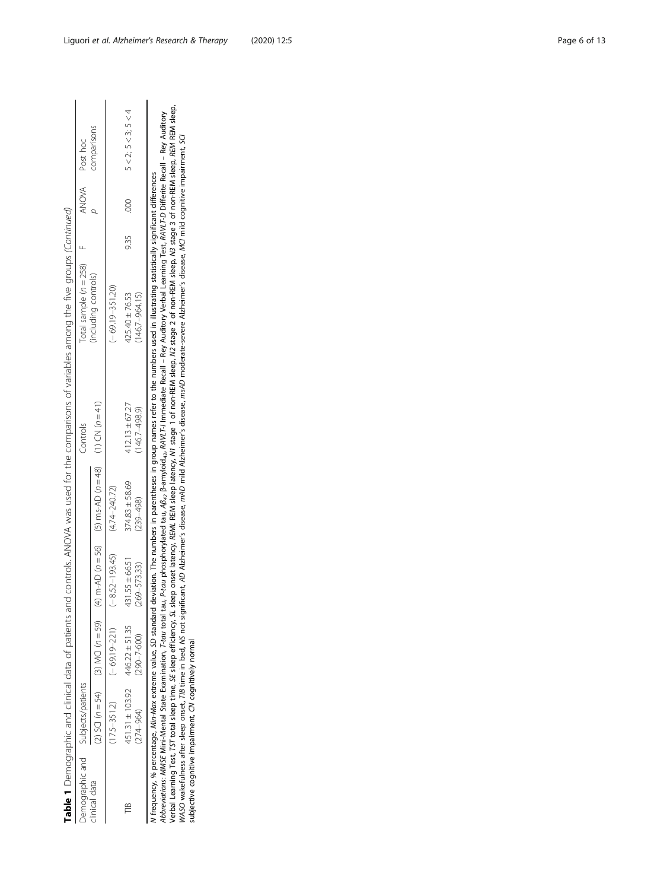**Table 1** Demographic and clinical data of patients and controls. ANOVA was used for the comparisons of variables among the five groups *(Continued)*

| Demographic and clinical data | Subjects/patients | | | | Controls | Total sample (*n* = 258) (including controls) | F | ANOVA *p* | Post hoc comparisons |
|---|---|---|---|---|---|---|---|---|---|
| | (2) SCI (*n* = 54) | (3) MCI (*n* = 59) | (4) m-AD (*n* = 56) | (5) ms-AD (*n* = 48) | (1) CN (*n* = 41) | | | | |
| | (17.5–351.2) | (− 69.19–221) | (− 8.52–193.45) | (4.74–240.72) | | (− 69.19–351.20) | | | |
| TIB | 451.31 ± 103.92 (274–964) | 446.22 ± 51.35 (290–7·600) | 431.55 ± 66.51 (269–573.33) | 374.83 ± 58.69 (239–498) | 412.13 ± 67.27 (146.7–498.9) | 425.40 ± 76.53 (146.7–964.15) | 9.35 | .000 | 5 < 2; 5 < 3; 5 < 4 |

*N* frequency, *%* percentage, *Min-Max* extreme value, *SD* standard deviation. The numbers in parentheses in group names refer to the numbers used in illustrating statistically significant differences

*Abbreviations*: *MMSE* Mini-Mental State Examination, *T-tau* total tau, *P-tau* phosphorylated tau, $A\beta_{42}$ β-amyloid$_{42}$, *RAVLT-I* Immediate Recall – Rey Auditory Verbal Learning Test, *RAVLT-D* Differite Recall – Rey Auditory Verbal Learning Test, *TST* total sleep time, *SE* sleep efficiency, *SL* sleep onset latency, *REML* REM sleep latency, *N1* stage 1 of non-REM sleep, *N2* stage 2 of non-REM sleep, *N3* stage 3 of non-REM sleep, *REM* REM sleep, *WASO* wakefulness after sleep onset, *TIB* time in bed, *NS* not significant, *AD* Alzheimer's disease, *mAD* mild Alzheimer's disease, *msAD* moderate-severe Alzheimer's disease, *MCI* mild cognitive impairment, *SCI* subjective cognitive impairment, *CN* cognitively normal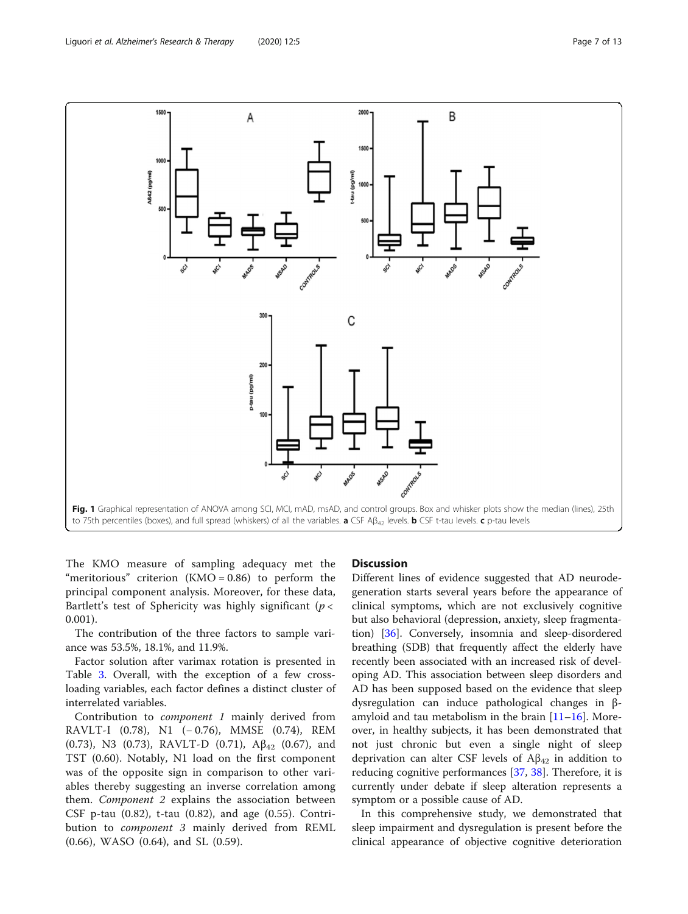Fig. 1 Graphical representation of ANOVA among SCI, MCI, mAD, msAD, and control groups. Box and whisker plots show the median (lines), 25th to 75th percentiles (boxes), and full spread (whiskers) of all the variables. **a** CSF $A\beta_{42}$ levels. **b** CSF t-tau levels. **c** p-tau levels

The KMO measure of sampling adequacy met the "meritorious" criterion (KMO = 0.86) to perform the principal component analysis. Moreover, for these data, Bartlett's test of Sphericity was highly significant ($p < 0.001$).

The contribution of the three factors to sample variance was 53.5%, 18.1%, and 11.9%.

Factor solution after varimax rotation is presented in Table 3. Overall, with the exception of a few cross-loading variables, each factor defines a distinct cluster of interrelated variables.

Contribution to *component 1* mainly derived from RAVLT-I (0.78), N1 (− 0.76), MMSE (0.74), REM (0.73), N3 (0.73), RAVLT-D (0.71), $A\beta_{42}$ (0.67), and TST (0.60). Notably, N1 load on the first component was of the opposite sign in comparison to other variables thereby suggesting an inverse correlation among them. *Component 2* explains the association between CSF p-tau (0.82), t-tau (0.82), and age (0.55). Contribution to *component 3* mainly derived from REML (0.66), WASO (0.64), and SL (0.59).

## Discussion

Different lines of evidence suggested that AD neurodegeneration starts several years before the appearance of clinical symptoms, which are not exclusively cognitive but also behavioral (depression, anxiety, sleep fragmentation) [36]. Conversely, insomnia and sleep-disordered breathing (SDB) that frequently affect the elderly have recently been associated with an increased risk of developing AD. This association between sleep disorders and AD has been supposed based on the evidence that sleep dysregulation can induce pathological changes in β-amyloid and tau metabolism in the brain [11–16]. Moreover, in healthy subjects, it has been demonstrated that not just chronic but even a single night of sleep deprivation can alter CSF levels of $A\beta_{42}$ in addition to reducing cognitive performances [37, 38]. Therefore, it is currently under debate if sleep alteration represents a symptom or a possible cause of AD.

In this comprehensive study, we demonstrated that sleep impairment and dysregulation is present before the clinical appearance of objective cognitive deterioration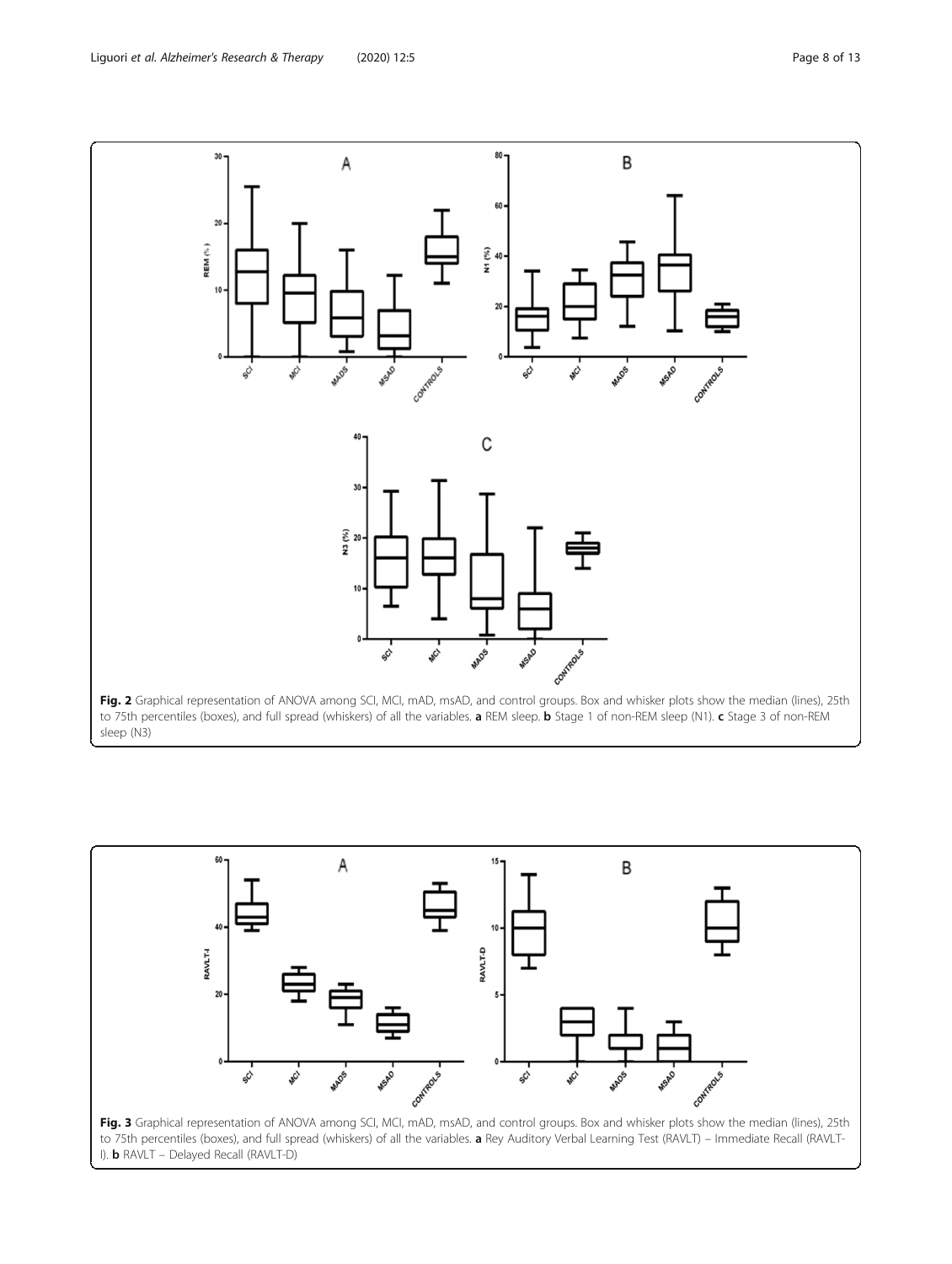**Fig. 2** Graphical representation of ANOVA among SCI, MCI, mAD, msAD, and control groups. Box and whisker plots show the median (lines), 25th to 75th percentiles (boxes), and full spread (whiskers) of all the variables. **a** REM sleep. **b** Stage 1 of non-REM sleep (N1). **c** Stage 3 of non-REM sleep (N3)

**Fig. 3** Graphical representation of ANOVA among SCI, MCI, mAD, msAD, and control groups. Box and whisker plots show the median (lines), 25th to 75th percentiles (boxes), and full spread (whiskers) of all the variables. **a** Rey Auditory Verbal Learning Test (RAVLT) – Immediate Recall (RAVLT-I). **b** RAVLT – Delayed Recall (RAVLT-D)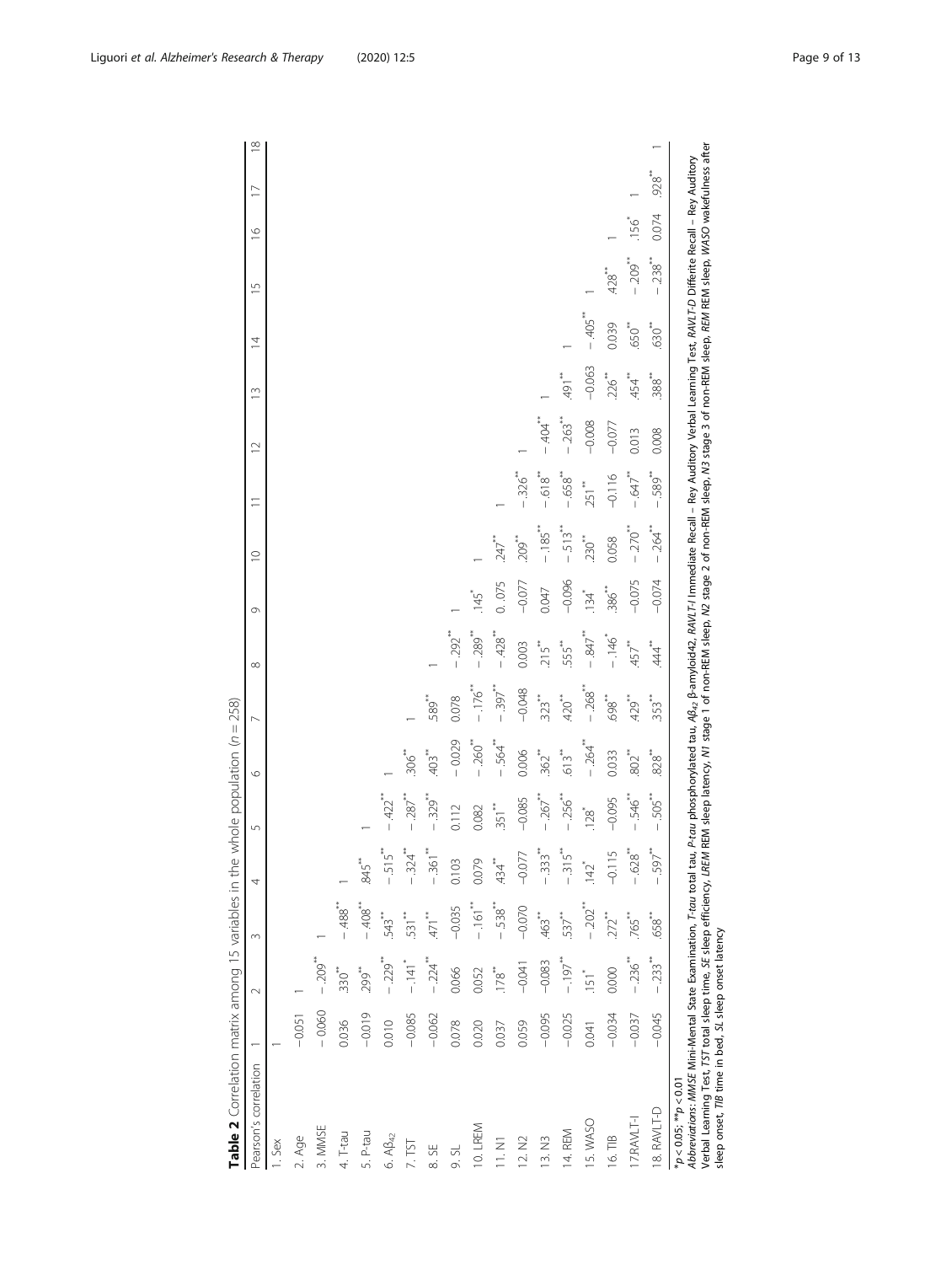**Table 2** Correlation matrix among 15 variables in the whole population ($n = 258$)

| Pearson's correlation | 1 | 2 | 3 | 4 | 5 | 6 | 7 | 8 | 9 | 10 | 11 | 12 | 13 | 14 | 15 | 16 | 17 | 18 |
|---|---|---|---|---|---|---|---|---|---|---|---|---|---|---|---|---|---|---|
| 1. Sex | 1 | | | | | | | | | | | | | | | | | |
| 2. Age | −0.051 | 1 | | | | | | | | | | | | | | | | |
| 3. MMSE | − 0.060 | −.209** | 1 | | | | | | | | | | | | | | | |
| 4. T-tau | 0.036 | .330** | − .488** | 1 | | | | | | | | | | | | | | |
| 5. P-tau | −0.019 | .299** | − .408** | .845** | 1 | | | | | | | | | | | | | |
| 6. $A\beta_{42}$ | 0.010 | − .229** | .543** | − .515** | − .422** | 1 | | | | | | | | | | | | |
| 7. TST | −0.085 | −.141* | .531** | − .324** | − .287** | .306** | 1 | | | | | | | | | | | |
| 8. SE | −0.062 | − .224** | .471** | − .361** | − .329** | .403** | .589** | 1 | | | | | | | | | | |
| 9. SL | 0.078 | 0.066 | −0.035 | 0.103 | 0.112 | − 0.029 | 0.078 | − .292** | 1 | | | | | | | | | |
| 10. LREM | 0.020 | 0.052 | − .161** | 0.079 | 0.082 | − .260** | − .176** | − .289** | .145* | 1 | | | | | | | | |
| 11. N1 | 0.037 | .178** | − .538** | .434** | .351** | − .564** | − .397** | − .428** | 0. .075 | .247** | 1 | | | | | | | |
| 12. N2 | 0.059 | −0.041 | −0.070 | −0.077 | −0.085 | 0.006 | −0.048 | 0.003 | −0.077 | .209** | − .326** | 1 | | | | | | |
| 13. N3 | −0.095 | −0.083 | .463** | − .333** | − .267** | .362** | .323** | .215** | 0.047 | − .185** | − .618** | − .404** | 1 | | | | | |
| 14. REM | −0.025 | − .197** | .537** | − .315** | − .256** | .613** | .420** | .555** | −0.096 | − .513** | − .658** | − .263** | .491** | 1 | | | | |
| 15. WASO | 0.041 | .151* | − .202** | .142* | .128* | − .264** | − .268** | − .847** | .134* | .230** | .251** | −0.008 | −0.063 | − .405** | 1 | | | |
| 16. TIB | −0.034 | 0.000 | .272** | −0.115 | −0.095 | 0.033 | .698** | − .146* | .386** | 0.058 | −0.116 | −0.077 | .226** | 0.039 | .428** | 1 | | |
| 17.RAVLT-I | −0.037 | − .236** | .765** | − .628** | − .546** | .802** | .429** | .457** | −0.075 | − .270** | − .647** | 0.013 | .454** | .650** | − .209** | .156* | 1 | |
| 18. RAVLT-D | −0.045 | − .233** | .658** | − .597** | − .505** | .828** | .353** | .444** | −0.074 | − .264** | − .589** | 0.008 | .388** | .630** | − .238** | 0.074 | .928** | 1 |

*$p < 0.05$; **$p < 0.01$

*Abbreviations*: *MMSE* Mini-Mental State Examination, *T-tau* total tau, *P-tau* phosphorylated tau, $A\beta_{42}$ β-amyloid42, *RAVLT-I* Immediate Recall – Rey Auditory Verbal Learning Test, *RAVLT-D* Differite Recall – Rey Auditory Verbal Learning Test, *TST* total sleep time, *SE* sleep efficiency, *LREM* REM sleep latency, *N1* stage 1 of non-REM sleep, *N2* stage 2 of non-REM sleep, *N3* stage 3 of non-REM sleep, *REM* REM sleep, *WASO* wakefulness after sleep onset, *TIB* time in bed, *SL* sleep onset latency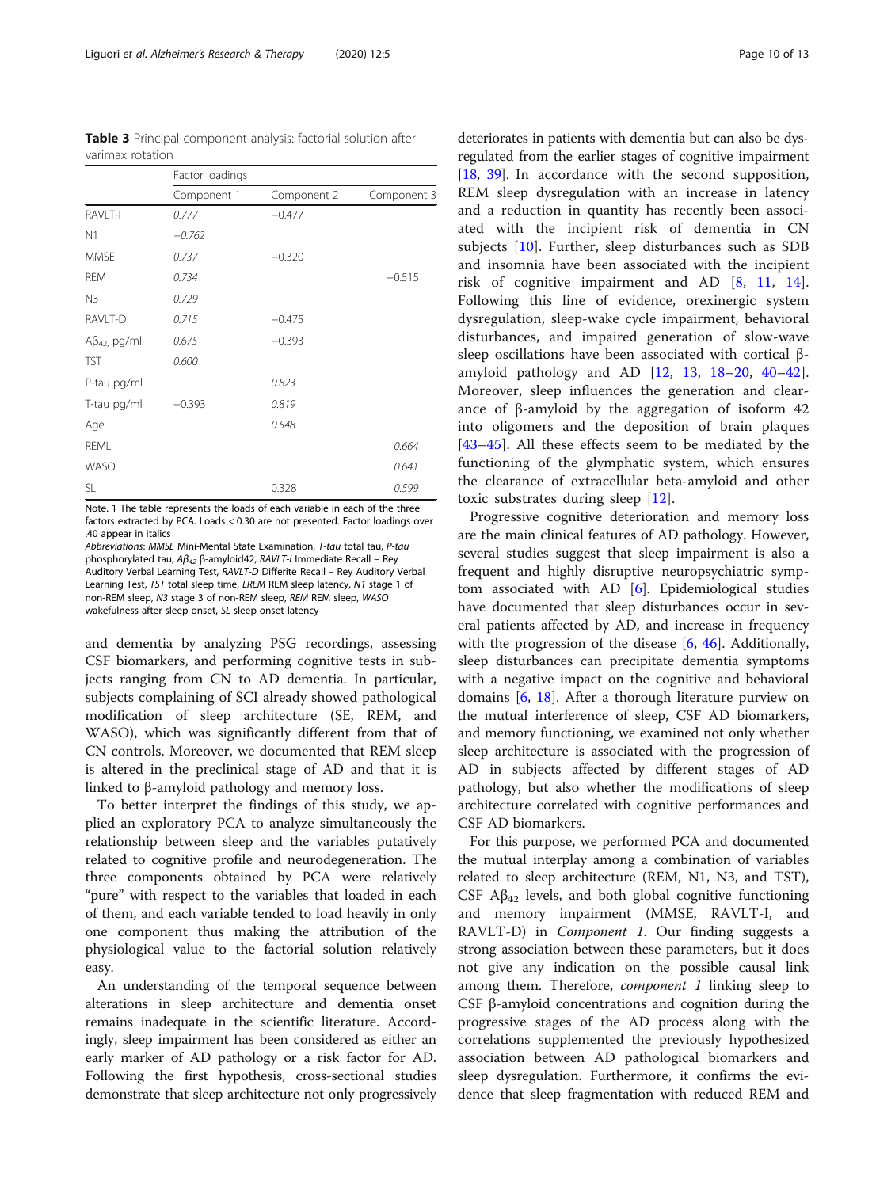**Table 3** Principal component analysis: factorial solution after varimax rotation

| | Factor loadings | | |
|---|---|---|---|
| | Component 1 | Component 2 | Component 3 |
| RAVLT-I | *0.777* | −0.477 | |
| N1 | *−0.762* | | |
| MMSE | *0.737* | −0.320 | |
| REM | *0.734* | | −0.515 |
| N3 | *0.729* | | |
| RAVLT-D | *0.715* | −0.475 | |
| $A\beta_{42}$, pg/ml | *0.675* | −0.393 | |
| TST | *0.600* | | |
| P-tau pg/ml | | *0.823* | |
| T-tau pg/ml | −0.393 | *0.819* | |
| Age | | *0.548* | |
| REML | | | *0.664* |
| WASO | | | *0.641* |
| SL | | 0.328 | *0.599* |

Note. 1 The table represents the loads of each variable in each of the three factors extracted by PCA. Loads < 0.30 are not presented. Factor loadings over .40 appear in italics

*Abbreviations*: *MMSE* Mini-Mental State Examination, *T-tau* total tau, *P-tau* phosphorylated tau, $A\beta_{42}$ β-amyloid42, *RAVLT-I* Immediate Recall – Rey Auditory Verbal Learning Test, *RAVLT-D* Differite Recall – Rey Auditory Verbal Learning Test, *TST* total sleep time, *LREM* REM sleep latency, *N1* stage 1 of non-REM sleep, *N3* stage 3 of non-REM sleep, *REM* REM sleep, *WASO* wakefulness after sleep onset, *SL* sleep onset latency

and dementia by analyzing PSG recordings, assessing CSF biomarkers, and performing cognitive tests in subjects ranging from CN to AD dementia. In particular, subjects complaining of SCI already showed pathological modification of sleep architecture (SE, REM, and WASO), which was significantly different from that of CN controls. Moreover, we documented that REM sleep is altered in the preclinical stage of AD and that it is linked to β-amyloid pathology and memory loss.

To better interpret the findings of this study, we applied an exploratory PCA to analyze simultaneously the relationship between sleep and the variables putatively related to cognitive profile and neurodegeneration. The three components obtained by PCA were relatively "pure" with respect to the variables that loaded in each of them, and each variable tended to load heavily in only one component thus making the attribution of the physiological value to the factorial solution relatively easy.

An understanding of the temporal sequence between alterations in sleep architecture and dementia onset remains inadequate in the scientific literature. Accordingly, sleep impairment has been considered as either an early marker of AD pathology or a risk factor for AD. Following the first hypothesis, cross-sectional studies demonstrate that sleep architecture not only progressively deteriorates in patients with dementia but can also be dysregulated from the earlier stages of cognitive impairment [18, 39]. In accordance with the second supposition, REM sleep dysregulation with an increase in latency and a reduction in quantity has recently been associated with the incipient risk of dementia in CN subjects [10]. Further, sleep disturbances such as SDB and insomnia have been associated with the incipient risk of cognitive impairment and AD [8, 11, 14]. Following this line of evidence, orexinergic system dysregulation, sleep-wake cycle impairment, behavioral disturbances, and impaired generation of slow-wave sleep oscillations have been associated with cortical β-amyloid pathology and AD [12, 13, 18–20, 40–42]. Moreover, sleep influences the generation and clearance of β-amyloid by the aggregation of isoform 42 into oligomers and the deposition of brain plaques [43–45]. All these effects seem to be mediated by the functioning of the glymphatic system, which ensures the clearance of extracellular beta-amyloid and other toxic substrates during sleep [12].

Progressive cognitive deterioration and memory loss are the main clinical features of AD pathology. However, several studies suggest that sleep impairment is also a frequent and highly disruptive neuropsychiatric symptom associated with AD [6]. Epidemiological studies have documented that sleep disturbances occur in several patients affected by AD, and increase in frequency with the progression of the disease [6, 46]. Additionally, sleep disturbances can precipitate dementia symptoms with a negative impact on the cognitive and behavioral domains [6, 18]. After a thorough literature purview on the mutual interference of sleep, CSF AD biomarkers, and memory functioning, we examined not only whether sleep architecture is associated with the progression of AD in subjects affected by different stages of AD pathology, but also whether the modifications of sleep architecture correlated with cognitive performances and CSF AD biomarkers.

For this purpose, we performed PCA and documented the mutual interplay among a combination of variables related to sleep architecture (REM, N1, N3, and TST), CSF $A\beta_{42}$ levels, and both global cognitive functioning and memory impairment (MMSE, RAVLT-I, and RAVLT-D) in *Component 1*. Our finding suggests a strong association between these parameters, but it does not give any indication on the possible causal link among them. Therefore, *component 1* linking sleep to CSF β-amyloid concentrations and cognition during the progressive stages of the AD process along with the correlations supplemented the previously hypothesized association between AD pathological biomarkers and sleep dysregulation. Furthermore, it confirms the evidence that sleep fragmentation with reduced REM and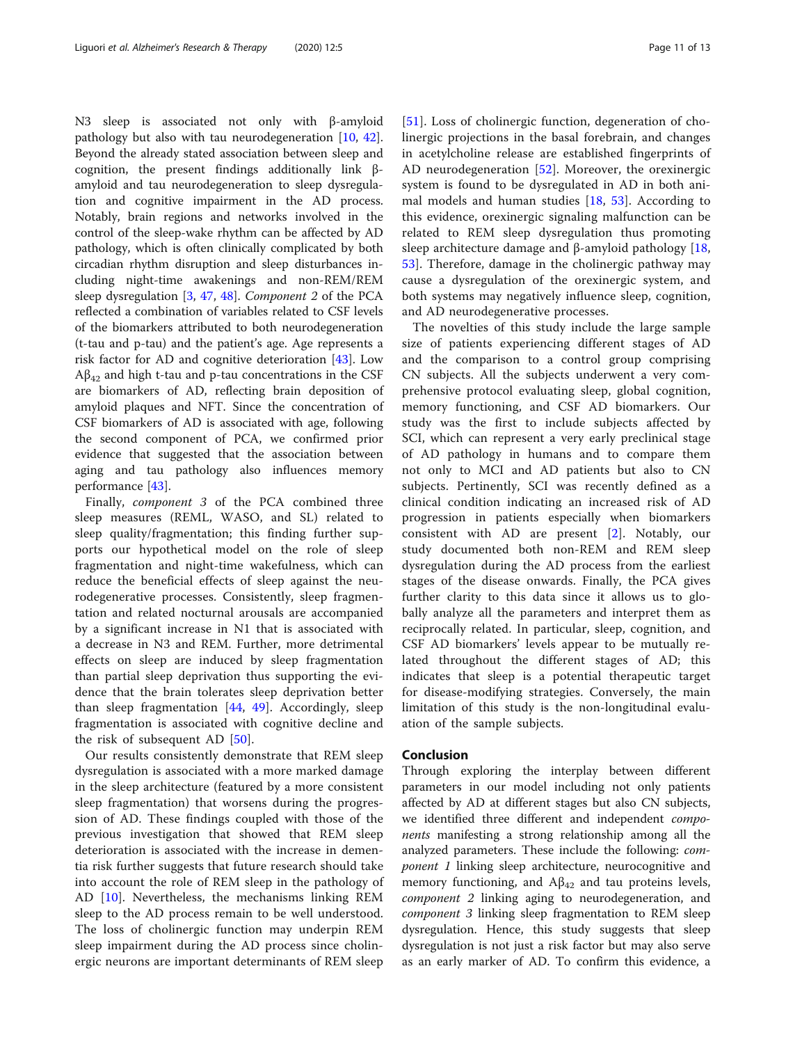N3 sleep is associated not only with β-amyloid pathology but also with tau neurodegeneration [10, 42]. Beyond the already stated association between sleep and cognition, the present findings additionally link β-amyloid and tau neurodegeneration to sleep dysregulation and cognitive impairment in the AD process. Notably, brain regions and networks involved in the control of the sleep-wake rhythm can be affected by AD pathology, which is often clinically complicated by both circadian rhythm disruption and sleep disturbances including night-time awakenings and non-REM/REM sleep dysregulation [3, 47, 48]. *Component 2* of the PCA reflected a combination of variables related to CSF levels of the biomarkers attributed to both neurodegeneration (t-tau and p-tau) and the patient's age. Age represents a risk factor for AD and cognitive deterioration [43]. Low $A\beta_{42}$ and high t-tau and p-tau concentrations in the CSF are biomarkers of AD, reflecting brain deposition of amyloid plaques and NFT. Since the concentration of CSF biomarkers of AD is associated with age, following the second component of PCA, we confirmed prior evidence that suggested that the association between aging and tau pathology also influences memory performance [43].

Finally, *component 3* of the PCA combined three sleep measures (REML, WASO, and SL) related to sleep quality/fragmentation; this finding further supports our hypothetical model on the role of sleep fragmentation and night-time wakefulness, which can reduce the beneficial effects of sleep against the neurodegenerative processes. Consistently, sleep fragmentation and related nocturnal arousals are accompanied by a significant increase in N1 that is associated with a decrease in N3 and REM. Further, more detrimental effects on sleep are induced by sleep fragmentation than partial sleep deprivation thus supporting the evidence that the brain tolerates sleep deprivation better than sleep fragmentation [44, 49]. Accordingly, sleep fragmentation is associated with cognitive decline and the risk of subsequent AD [50].

Our results consistently demonstrate that REM sleep dysregulation is associated with a more marked damage in the sleep architecture (featured by a more consistent sleep fragmentation) that worsens during the progression of AD. These findings coupled with those of the previous investigation that showed that REM sleep deterioration is associated with the increase in dementia risk further suggests that future research should take into account the role of REM sleep in the pathology of AD [10]. Nevertheless, the mechanisms linking REM sleep to the AD process remain to be well understood. The loss of cholinergic function may underpin REM sleep impairment during the AD process since cholinergic neurons are important determinants of REM sleep [51]. Loss of cholinergic function, degeneration of cholinergic projections in the basal forebrain, and changes in acetylcholine release are established fingerprints of AD neurodegeneration [52]. Moreover, the orexinergic system is found to be dysregulated in AD in both animal models and human studies [18, 53]. According to this evidence, orexinergic signaling malfunction can be related to REM sleep dysregulation thus promoting sleep architecture damage and β-amyloid pathology [18, 53]. Therefore, damage in the cholinergic pathway may cause a dysregulation of the orexinergic system, and both systems may negatively influence sleep, cognition, and AD neurodegenerative processes.

The novelties of this study include the large sample size of patients experiencing different stages of AD and the comparison to a control group comprising CN subjects. All the subjects underwent a very comprehensive protocol evaluating sleep, global cognition, memory functioning, and CSF AD biomarkers. Our study was the first to include subjects affected by SCI, which can represent a very early preclinical stage of AD pathology in humans and to compare them not only to MCI and AD patients but also to CN subjects. Pertinently, SCI was recently defined as a clinical condition indicating an increased risk of AD progression in patients especially when biomarkers consistent with AD are present [2]. Notably, our study documented both non-REM and REM sleep dysregulation during the AD process from the earliest stages of the disease onwards. Finally, the PCA gives further clarity to this data since it allows us to globally analyze all the parameters and interpret them as reciprocally related. In particular, sleep, cognition, and CSF AD biomarkers' levels appear to be mutually related throughout the different stages of AD; this indicates that sleep is a potential therapeutic target for disease-modifying strategies. Conversely, the main limitation of this study is the non-longitudinal evaluation of the sample subjects.

## Conclusion

Through exploring the interplay between different parameters in our model including not only patients affected by AD at different stages but also CN subjects, we identified three different and independent *components* manifesting a strong relationship among all the analyzed parameters. These include the following: *component 1* linking sleep architecture, neurocognitive and memory functioning, and $A\beta_{42}$ and tau proteins levels, *component 2* linking aging to neurodegeneration, and *component 3* linking sleep fragmentation to REM sleep dysregulation. Hence, this study suggests that sleep dysregulation is not just a risk factor but may also serve as an early marker of AD. To confirm this evidence, a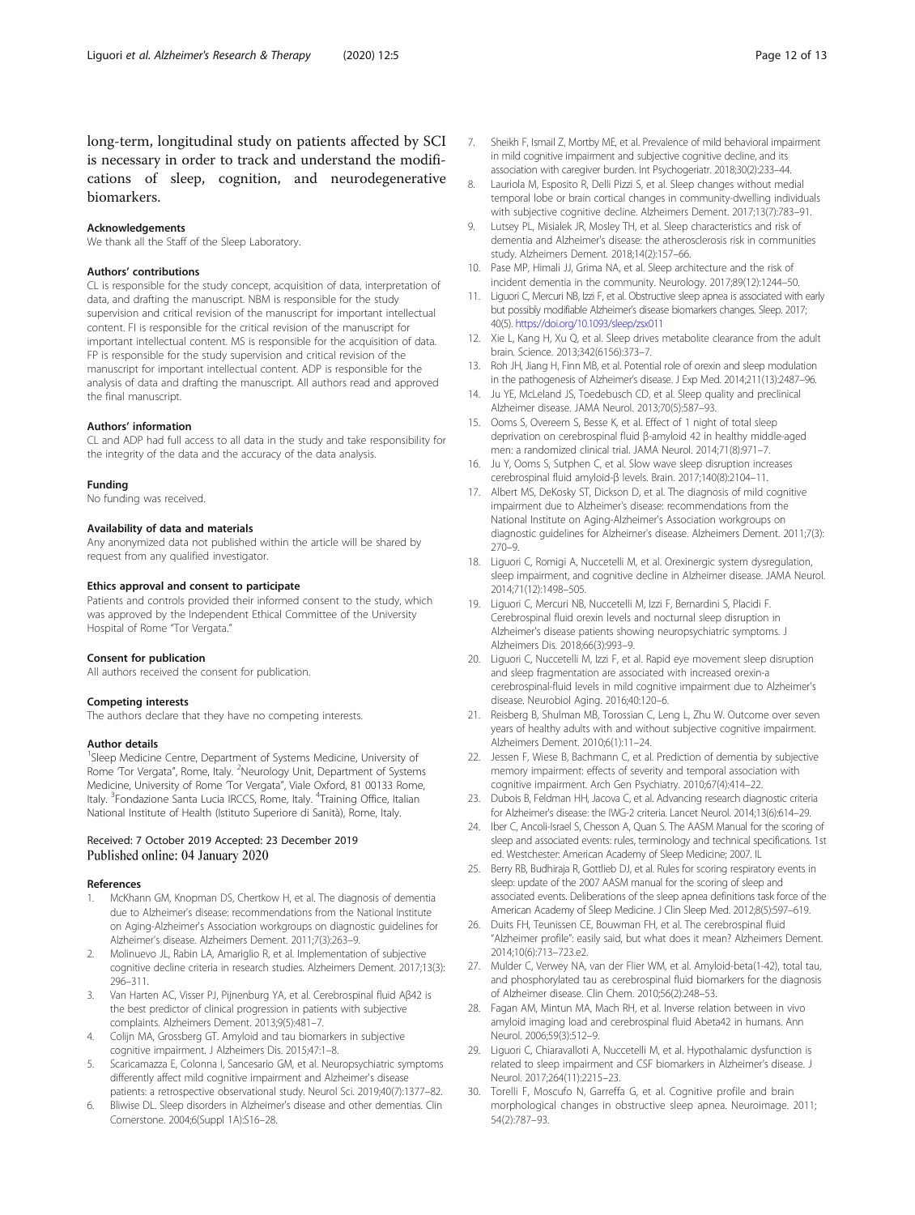long-term, longitudinal study on patients affected by SCI is necessary in order to track and understand the modifications of sleep, cognition, and neurodegenerative biomarkers.

### Acknowledgements
We thank all the Staff of the Sleep Laboratory.

### Authors' contributions
CL is responsible for the study concept, acquisition of data, interpretation of data, and drafting the manuscript. NBM is responsible for the study supervision and critical revision of the manuscript for important intellectual content. FI is responsible for the critical revision of the manuscript for important intellectual content. MS is responsible for the acquisition of data. FP is responsible for the study supervision and critical revision of the manuscript for important intellectual content. ADP is responsible for the analysis of data and drafting the manuscript. All authors read and approved the final manuscript.

### Authors' information
CL and ADP had full access to all data in the study and take responsibility for the integrity of the data and the accuracy of the data analysis.

### Funding
No funding was received.

### Availability of data and materials
Any anonymized data not published within the article will be shared by request from any qualified investigator.

### Ethics approval and consent to participate
Patients and controls provided their informed consent to the study, which was approved by the Independent Ethical Committee of the University Hospital of Rome "Tor Vergata."

### Consent for publication
All authors received the consent for publication.

### Competing interests
The authors declare that they have no competing interests.

### Author details
[1]Sleep Medicine Centre, Department of Systems Medicine, University of Rome 'Tor Vergata", Rome, Italy. [2]Neurology Unit, Department of Systems Medicine, University of Rome 'Tor Vergata", Viale Oxford, 81 00133 Rome, Italy. [3]Fondazione Santa Lucia IRCCS, Rome, Italy. [4]Training Office, Italian National Institute of Health (Istituto Superiore di Sanità), Rome, Italy.

Received: 7 October 2019 Accepted: 23 December 2019
Published online: 04 January 2020

### References
1. McKhann GM, Knopman DS, Chertkow H, et al. The diagnosis of dementia due to Alzheimer's disease: recommendations from the National Institute on Aging-Alzheimer's Association workgroups on diagnostic guidelines for Alzheimer's disease. Alzheimers Dement. 2011;7(3):263–9.
2. Molinuevo JL, Rabin LA, Amariglio R, et al. Implementation of subjective cognitive decline criteria in research studies. Alzheimers Dement. 2017;13(3): 296–311.
3. Van Harten AC, Visser PJ, Pijnenburg YA, et al. Cerebrospinal fluid Aβ42 is the best predictor of clinical progression in patients with subjective complaints. Alzheimers Dement. 2013;9(5):481–7.
4. Colijn MA, Grossberg GT. Amyloid and tau biomarkers in subjective cognitive impairment. J Alzheimers Dis. 2015;47:1–8.
5. Scaricamazza E, Colonna I, Sancesario GM, et al. Neuropsychiatric symptoms differently affect mild cognitive impairment and Alzheimer's disease patients: a retrospective observational study. Neurol Sci. 2019;40(7):1377–82.
6. Bliwise DL. Sleep disorders in Alzheimer's disease and other dementias. Clin Cornerstone. 2004;6(Suppl 1A):S16–28.
7. Sheikh F, Ismail Z, Mortby ME, et al. Prevalence of mild behavioral impairment in mild cognitive impairment and subjective cognitive decline, and its association with caregiver burden. Int Psychogeriatr. 2018;30(2):233–44.
8. Lauriola M, Esposito R, Delli Pizzi S, et al. Sleep changes without medial temporal lobe or brain cortical changes in community-dwelling individuals with subjective cognitive decline. Alzheimers Dement. 2017;13(7):783–91.
9. Lutsey PL, Misialek JR, Mosley TH, et al. Sleep characteristics and risk of dementia and Alzheimer's disease: the atherosclerosis risk in communities study. Alzheimers Dement. 2018;14(2):157–66.
10. Pase MP, Himali JJ, Grima NA, et al. Sleep architecture and the risk of incident dementia in the community. Neurology. 2017;89(12):1244–50.
11. Liguori C, Mercuri NB, Izzi F, et al. Obstructive sleep apnea is associated with early but possibly modifiable Alzheimer's disease biomarkers changes. Sleep. 2017; 40(5). https://doi.org/10.1093/sleep/zsx011
12. Xie L, Kang H, Xu Q, et al. Sleep drives metabolite clearance from the adult brain. Science. 2013;342(6156):373–7.
13. Roh JH, Jiang H, Finn MB, et al. Potential role of orexin and sleep modulation in the pathogenesis of Alzheimer's disease. J Exp Med. 2014;211(13):2487–96.
14. Ju YE, McLeland JS, Toedebusch CD, et al. Sleep quality and preclinical Alzheimer disease. JAMA Neurol. 2013;70(5):587–93.
15. Ooms S, Overeem S, Besse K, et al. Effect of 1 night of total sleep deprivation on cerebrospinal fluid β-amyloid 42 in healthy middle-aged men: a randomized clinical trial. JAMA Neurol. 2014;71(8):971–7.
16. Ju Y, Ooms S, Sutphen C, et al. Slow wave sleep disruption increases cerebrospinal fluid amyloid-β levels. Brain. 2017;140(8):2104–11.
17. Albert MS, DeKosky ST, Dickson D, et al. The diagnosis of mild cognitive impairment due to Alzheimer's disease: recommendations from the National Institute on Aging-Alzheimer's Association workgroups on diagnostic guidelines for Alzheimer's disease. Alzheimers Dement. 2011;7(3): 270–9.
18. Liguori C, Romigi A, Nuccetelli M, et al. Orexinergic system dysregulation, sleep impairment, and cognitive decline in Alzheimer disease. JAMA Neurol. 2014;71(12):1498–505.
19. Liguori C, Mercuri NB, Nuccetelli M, Izzi F, Bernardini S, Placidi F. Cerebrospinal fluid orexin levels and nocturnal sleep disruption in Alzheimer's disease patients showing neuropsychiatric symptoms. J Alzheimers Dis. 2018;66(3):993–9.
20. Liguori C, Nuccetelli M, Izzi F, et al. Rapid eye movement sleep disruption and sleep fragmentation are associated with increased orexin-a cerebrospinal-fluid levels in mild cognitive impairment due to Alzheimer's disease. Neurobiol Aging. 2016;40:120–6.
21. Reisberg B, Shulman MB, Torossian C, Leng L, Zhu W. Outcome over seven years of healthy adults with and without subjective cognitive impairment. Alzheimers Dement. 2010;6(1):11–24.
22. Jessen F, Wiese B, Bachmann C, et al. Prediction of dementia by subjective memory impairment: effects of severity and temporal association with cognitive impairment. Arch Gen Psychiatry. 2010;67(4):414–22.
23. Dubois B, Feldman HH, Jacova C, et al. Advancing research diagnostic criteria for Alzheimer's disease: the IWG-2 criteria. Lancet Neurol. 2014;13(6):614–29.
24. Iber C, Ancoli-Israel S, Chesson A, Quan S. The AASM Manual for the scoring of sleep and associated events: rules, terminology and technical specifications. 1st ed. Westchester: American Academy of Sleep Medicine; 2007. IL
25. Berry RB, Budhiraja R, Gottlieb DJ, et al. Rules for scoring respiratory events in sleep: update of the 2007 AASM manual for the scoring of sleep and associated events. Deliberations of the sleep apnea definitions task force of the American Academy of Sleep Medicine. J Clin Sleep Med. 2012;8(5):597–619.
26. Duits FH, Teunissen CE, Bouwman FH, et al. The cerebrospinal fluid "Alzheimer profile": easily said, but what does it mean? Alzheimers Dement. 2014;10(6):713–723.e2.
27. Mulder C, Verwey NA, van der Flier WM, et al. Amyloid-beta(1-42), total tau, and phosphorylated tau as cerebrospinal fluid biomarkers for the diagnosis of Alzheimer disease. Clin Chem. 2010;56(2):248–53.
28. Fagan AM, Mintun MA, Mach RH, et al. Inverse relation between in vivo amyloid imaging load and cerebrospinal fluid Abeta42 in humans. Ann Neurol. 2006;59(3):512–9.
29. Liguori C, Chiaravalloti A, Nuccetelli M, et al. Hypothalamic dysfunction is related to sleep impairment and CSF biomarkers in Alzheimer's disease. J Neurol. 2017;264(11):2215–23.
30. Torelli F, Moscufo N, Garreffa G, et al. Cognitive profile and brain morphological changes in obstructive sleep apnea. Neuroimage. 2011; 54(2):787–93.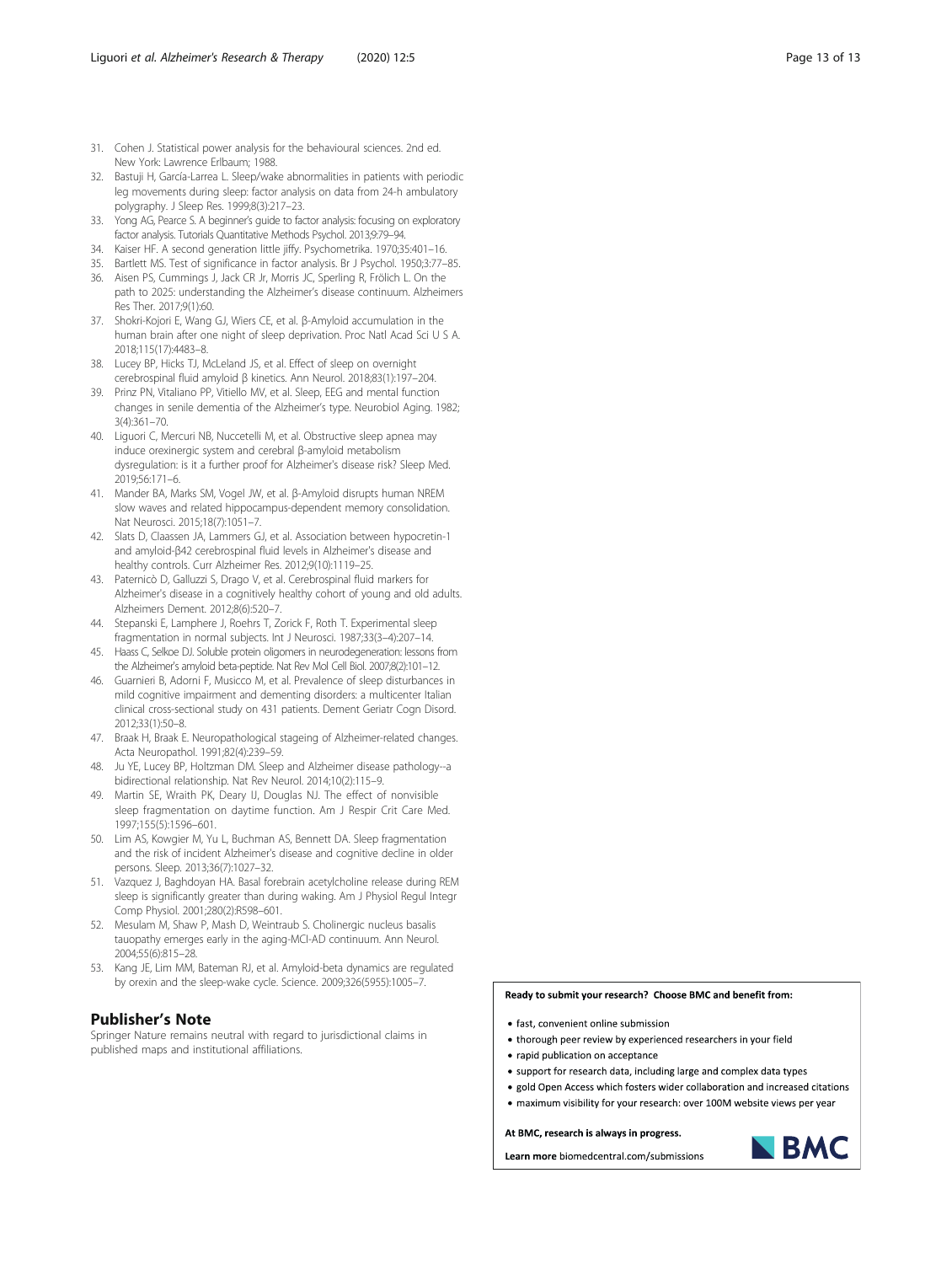31. Cohen J. Statistical power analysis for the behavioural sciences. 2nd ed. New York: Lawrence Erlbaum; 1988.
32. Bastuji H, García-Larrea L. Sleep/wake abnormalities in patients with periodic leg movements during sleep: factor analysis on data from 24-h ambulatory polygraphy. J Sleep Res. 1999;8(3):217–23.
33. Yong AG, Pearce S. A beginner's guide to factor analysis: focusing on exploratory factor analysis. Tutorials Quantitative Methods Psychol. 2013;9:79–94.
34. Kaiser HF. A second generation little jiffy. Psychometrika. 1970;35:401–16.
35. Bartlett MS. Test of significance in factor analysis. Br J Psychol. 1950;3:77–85.
36. Aisen PS, Cummings J, Jack CR Jr, Morris JC, Sperling R, Frölich L. On the path to 2025: understanding the Alzheimer's disease continuum. Alzheimers Res Ther. 2017;9(1):60.
37. Shokri-Kojori E, Wang GJ, Wiers CE, et al. β-Amyloid accumulation in the human brain after one night of sleep deprivation. Proc Natl Acad Sci U S A. 2018;115(17):4483–8.
38. Lucey BP, Hicks TJ, McLeland JS, et al. Effect of sleep on overnight cerebrospinal fluid amyloid β kinetics. Ann Neurol. 2018;83(1):197–204.
39. Prinz PN, Vitaliano PP, Vitiello MV, et al. Sleep, EEG and mental function changes in senile dementia of the Alzheimer's type. Neurobiol Aging. 1982;3(4):361–70.
40. Liguori C, Mercuri NB, Nuccetelli M, et al. Obstructive sleep apnea may induce orexinergic system and cerebral β-amyloid metabolism dysregulation: is it a further proof for Alzheimer's disease risk? Sleep Med. 2019;56:171–6.
41. Mander BA, Marks SM, Vogel JW, et al. β-Amyloid disrupts human NREM slow waves and related hippocampus-dependent memory consolidation. Nat Neurosci. 2015;18(7):1051–7.
42. Slats D, Claassen JA, Lammers GJ, et al. Association between hypocretin-1 and amyloid-β42 cerebrospinal fluid levels in Alzheimer's disease and healthy controls. Curr Alzheimer Res. 2012;9(10):1119–25.
43. Paternicò D, Galluzzi S, Drago V, et al. Cerebrospinal fluid markers for Alzheimer's disease in a cognitively healthy cohort of young and old adults. Alzheimers Dement. 2012;8(6):520–7.
44. Stepanski E, Lamphere J, Roehrs T, Zorick F, Roth T. Experimental sleep fragmentation in normal subjects. Int J Neurosci. 1987;33(3–4):207–14.
45. Haass C, Selkoe DJ. Soluble protein oligomers in neurodegeneration: lessons from the Alzheimer's amyloid beta-peptide. Nat Rev Mol Cell Biol. 2007;8(2):101–12.
46. Guarnieri B, Adorni F, Musicco M, et al. Prevalence of sleep disturbances in mild cognitive impairment and dementing disorders: a multicenter Italian clinical cross-sectional study on 431 patients. Dement Geriatr Cogn Disord. 2012;33(1):50–8.
47. Braak H, Braak E. Neuropathological stageing of Alzheimer-related changes. Acta Neuropathol. 1991;82(4):239–59.
48. Ju YE, Lucey BP, Holtzman DM. Sleep and Alzheimer disease pathology--a bidirectional relationship. Nat Rev Neurol. 2014;10(2):115–9.
49. Martin SE, Wraith PK, Deary IJ, Douglas NJ. The effect of nonvisible sleep fragmentation on daytime function. Am J Respir Crit Care Med. 1997;155(5):1596–601.
50. Lim AS, Kowgier M, Yu L, Buchman AS, Bennett DA. Sleep fragmentation and the risk of incident Alzheimer's disease and cognitive decline in older persons. Sleep. 2013;36(7):1027–32.
51. Vazquez J, Baghdoyan HA. Basal forebrain acetylcholine release during REM sleep is significantly greater than during waking. Am J Physiol Regul Integr Comp Physiol. 2001;280(2):R598–601.
52. Mesulam M, Shaw P, Mash D, Weintraub S. Cholinergic nucleus basalis tauopathy emerges early in the aging-MCI-AD continuum. Ann Neurol. 2004;55(6):815–28.
53. Kang JE, Lim MM, Bateman RJ, et al. Amyloid-beta dynamics are regulated by orexin and the sleep-wake cycle. Science. 2009;326(5955):1005–7.

## Publisher's Note

Springer Nature remains neutral with regard to jurisdictional claims in published maps and institutional affiliations.

**Ready to submit your research? Choose BMC and benefit from:**

- fast, convenient online submission
- thorough peer review by experienced researchers in your field
- rapid publication on acceptance
- support for research data, including large and complex data types
- gold Open Access which fosters wider collaboration and increased citations
- maximum visibility for your research: over 100M website views per year

**At BMC, research is always in progress.**

**Learn more** biomedcentral.com/submissions

BMC